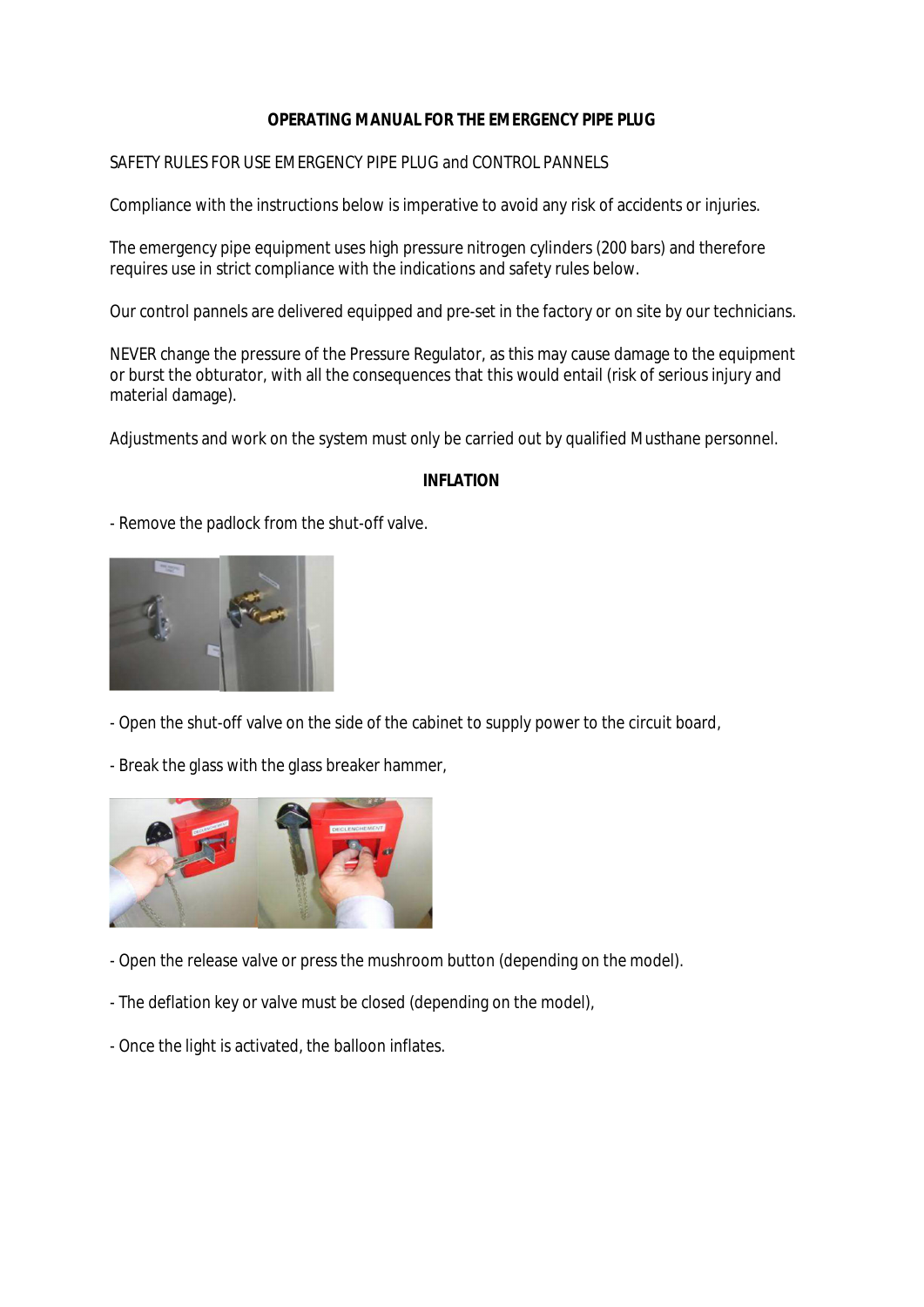**OPERATING MANUAL FOR THE EMERGENCY PIPE PLUG**

SAFETY RULES FOR USE EMERGENCY PIPE PLUG and CONTROL PANNELS

Compliance with the instructions below is imperative to avoid any risk of accidents or injuries.

The emergency pipe equipment uses high pressure nitrogen cylinders (200 bars) and therefore requires use in strict compliance with the indications and safety rules below.

Our control pannels are delivered equipped and pre-set in the factory or on site by our technicians.

NEVER change the pressure of the Pressure Regulator, as this may cause damage to the equipment or burst the obturator, with all the consequences that this would entail (risk of serious injury and material damage).

Adjustments and work on the system must only be carried out by qualified Musthane personnel.

**INFLATION**

- Remove the padlock from the shut-off valve.

- Open the shut-off valve on the side of the cabinet to supply power to the circuit board,

- Break the glass with the glass breaker hammer,

- Open the release valve or press the mushroom button (depending on the model).

- The deflation key or valve must be closed (depending on the model),

- Once the light is activated, the balloon inflates.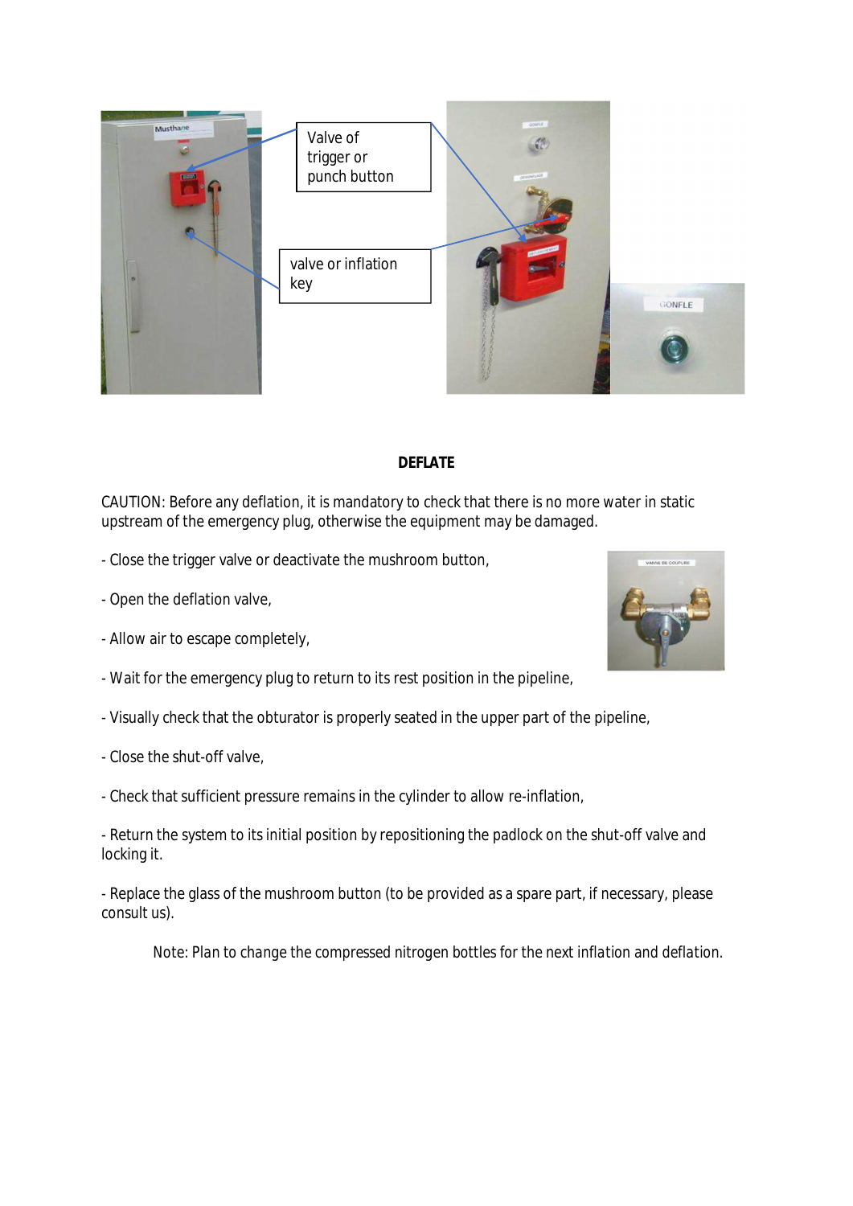Valve of trigger or punch button

valve or inflation key

**DEFLATE**

CAUTION: Before any deflation, it is mandatory to check that there is no more water in static upstream of the emergency plug, otherwise the equipment may be damaged.

- Close the trigger valve or deactivate the mushroom button,
- Open the deflation valve,
- Allow air to escape completely,
- Wait for the emergency plug to return to its rest position in the pipeline,
- Visually check that the obturator is properly seated in the upper part of the pipeline,
- Close the shut-off valve,
- Check that sufficient pressure remains in the cylinder to allow re-inflation,
- Return the system to its initial position by repositioning the padlock on the shut-off valve and locking it.
- Replace the glass of the mushroom button (to be provided as a spare part, if necessary, please consult us).

Note: Plan to change the compressed nitrogen bottles for the next inflation and deflation.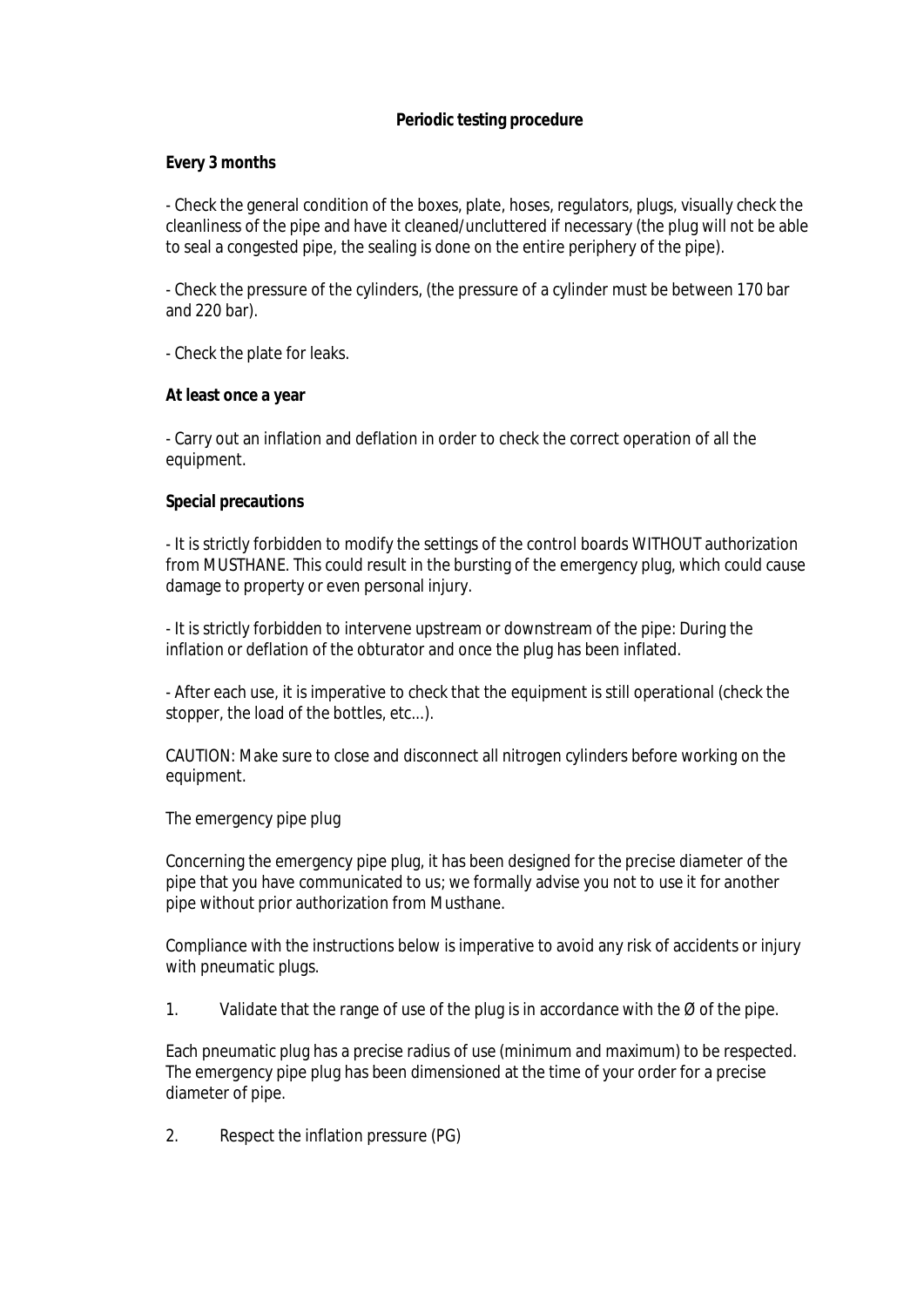**Periodic testing procedure**

**Every 3 months**

- Check the general condition of the boxes, plate, hoses, regulators, plugs, visually check the cleanliness of the pipe and have it cleaned/uncluttered if necessary (the plug will not be able to seal a congested pipe, the sealing is done on the entire periphery of the pipe).

- Check the pressure of the cylinders, (the pressure of a cylinder must be between 170 bar and 220 bar).

- Check the plate for leaks.

**At least once a year**

- Carry out an inflation and deflation in order to check the correct operation of all the equipment.

**Special precautions**

- It is strictly forbidden to modify the settings of the control boards WITHOUT authorization from MUSTHANE. This could result in the bursting of the emergency plug, which could cause damage to property or even personal injury.

- It is strictly forbidden to intervene upstream or downstream of the pipe: During the inflation or deflation of the obturator and once the plug has been inflated.

- After each use, it is imperative to check that the equipment is still operational (check the stopper, the load of the bottles, etc...).

CAUTION: Make sure to close and disconnect all nitrogen cylinders before working on the equipment.

The emergency pipe plug

Concerning the emergency pipe plug, it has been designed for the precise diameter of the pipe that you have communicated to us; we formally advise you not to use it for another pipe without prior authorization from Musthane.

Compliance with the instructions below is imperative to avoid any risk of accidents or injury with pneumatic plugs.

1. Validate that the range of use of the plug is in accordance with the Ø of the pipe.

Each pneumatic plug has a precise radius of use (minimum and maximum) to be respected. The emergency pipe plug has been dimensioned at the time of your order for a precise diameter of pipe.

2. Respect the inflation pressure (PG)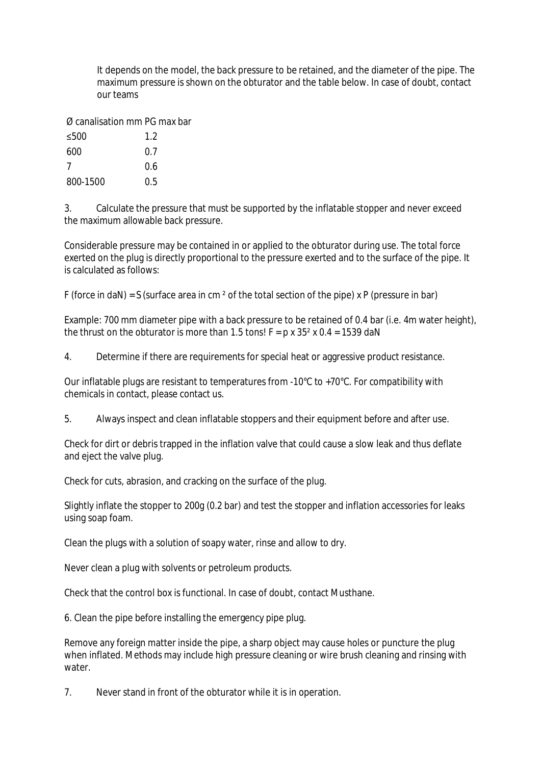It depends on the model, the back pressure to be retained, and the diameter of the pipe. The maximum pressure is shown on the obturator and the table below. In case of doubt, contact our teams

| Ø canalisation mm | PG max bar |
| --- | --- |
| ≤500 | 1.2 |
| 600 | 0.7 |
| 7 | 0.6 |
| 800-1500 | 0.5 |

3. Calculate the pressure that must be supported by the inflatable stopper and never exceed the maximum allowable back pressure.

Considerable pressure may be contained in or applied to the obturator during use. The total force exerted on the plug is directly proportional to the pressure exerted and to the surface of the pipe. It is calculated as follows:

F (force in daN) = S (surface area in cm ² of the total section of the pipe) x P (pressure in bar)

Example: 700 mm diameter pipe with a back pressure to be retained of 0.4 bar (i.e. 4m water height), the thrust on the obturator is more than 1.5 tons! $F = p \times 35^2 \times 0.4 = 1539$ daN

4. Determine if there are requirements for special heat or aggressive product resistance.

Our inflatable plugs are resistant to temperatures from -10°C to +70°C. For compatibility with chemicals in contact, please contact us.

5. Always inspect and clean inflatable stoppers and their equipment before and after use.

Check for dirt or debris trapped in the inflation valve that could cause a slow leak and thus deflate and eject the valve plug.

Check for cuts, abrasion, and cracking on the surface of the plug.

Slightly inflate the stopper to 200g (0.2 bar) and test the stopper and inflation accessories for leaks using soap foam.

Clean the plugs with a solution of soapy water, rinse and allow to dry.

Never clean a plug with solvents or petroleum products.

Check that the control box is functional. In case of doubt, contact Musthane.

6. Clean the pipe before installing the emergency pipe plug.

Remove any foreign matter inside the pipe, a sharp object may cause holes or puncture the plug when inflated. Methods may include high pressure cleaning or wire brush cleaning and rinsing with water.

7. Never stand in front of the obturator while it is in operation.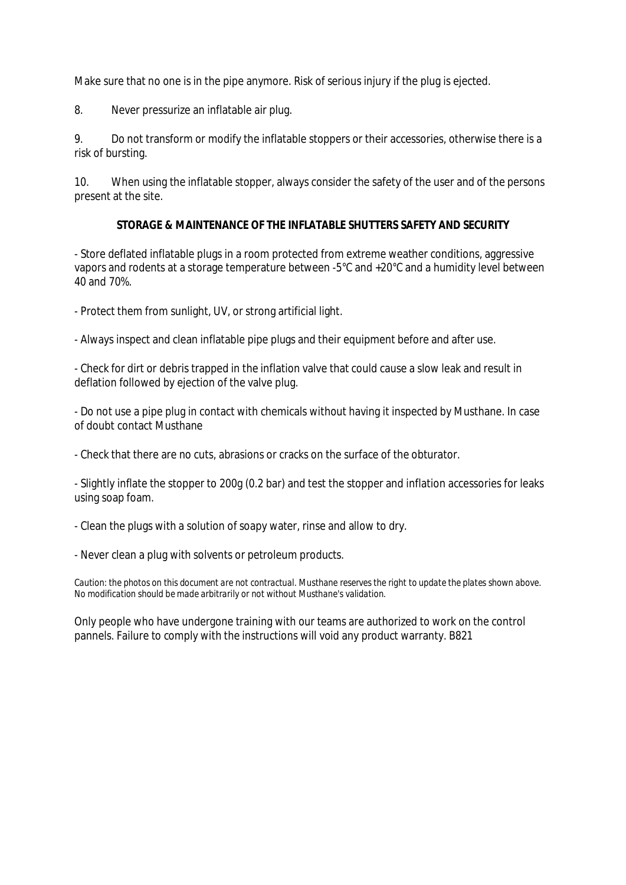Make sure that no one is in the pipe anymore. Risk of serious injury if the plug is ejected.

8. Never pressurize an inflatable air plug.

9. Do not transform or modify the inflatable stoppers or their accessories, otherwise there is a risk of bursting.

10. When using the inflatable stopper, always consider the safety of the user and of the persons present at the site.

**STORAGE & MAINTENANCE OF THE INFLATABLE SHUTTERS SAFETY AND SECURITY**

- Store deflated inflatable plugs in a room protected from extreme weather conditions, aggressive vapors and rodents at a storage temperature between -5°C and +20°C and a humidity level between 40 and 70%.

- Protect them from sunlight, UV, or strong artificial light.

- Always inspect and clean inflatable pipe plugs and their equipment before and after use.

- Check for dirt or debris trapped in the inflation valve that could cause a slow leak and result in deflation followed by ejection of the valve plug.

- Do not use a pipe plug in contact with chemicals without having it inspected by Musthane. In case of doubt contact Musthane

- Check that there are no cuts, abrasions or cracks on the surface of the obturator.

- Slightly inflate the stopper to 200g (0.2 bar) and test the stopper and inflation accessories for leaks using soap foam.

- Clean the plugs with a solution of soapy water, rinse and allow to dry.

- Never clean a plug with solvents or petroleum products.

*Caution: the photos on this document are not contractual. Musthane reserves the right to update the plates shown above. No modification should be made arbitrarily or not without Musthane's validation.*

Only people who have undergone training with our teams are authorized to work on the control pannels. Failure to comply with the instructions will void any product warranty. B821